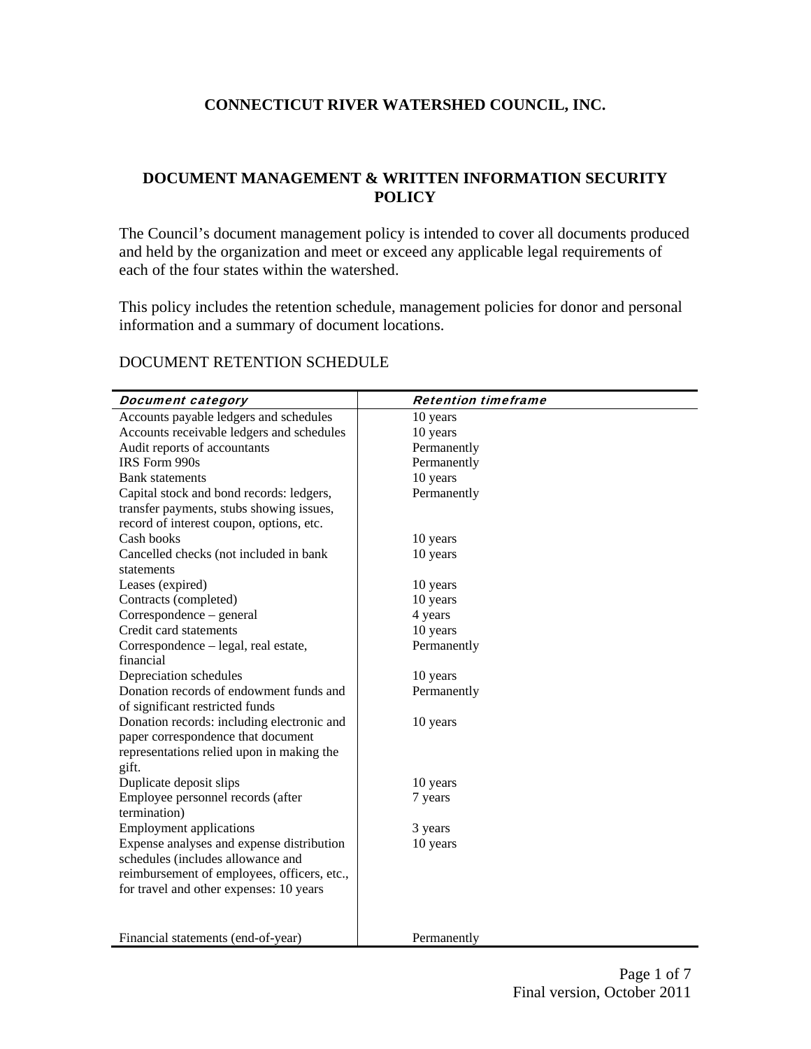# CONNECTICUT RIVER WATERSHED COUNCIL, INC.

## DOCUMENT MANAGEMENT & WRITTEN INFORMATION SECURITY POLICY

The Council's document management policy is intended to cover all documents produced and held by the organization and meet or exceed any applicable legal requirements of each of the four states within the watershed.

This policy includes the retention schedule, management policies for donor and personal information and a summary of document locations.

DOCUMENT RETENTION SCHEDULE

| *Document category* | *Retention timeframe* |
|---|---|
| Accounts payable ledgers and schedules | 10 years |
| Accounts receivable ledgers and schedules | 10 years |
| Audit reports of accountants | Permanently |
| IRS Form 990s | Permanently |
| Bank statements | 10 years |
| Capital stock and bond records: ledgers, transfer payments, stubs showing issues, record of interest coupon, options, etc. | Permanently |
| Cash books | 10 years |
| Cancelled checks (not included in bank statements | 10 years |
| Leases (expired) | 10 years |
| Contracts (completed) | 10 years |
| Correspondence – general | 4 years |
| Credit card statements | 10 years |
| Correspondence – legal, real estate, financial | Permanently |
| Depreciation schedules | 10 years |
| Donation records of endowment funds and of significant restricted funds | Permanently |
| Donation records: including electronic and paper correspondence that document representations relied upon in making the gift. | 10 years |
| Duplicate deposit slips | 10 years |
| Employee personnel records (after termination) | 7 years |
| Employment applications | 3 years |
| Expense analyses and expense distribution schedules (includes allowance and reimbursement of employees, officers, etc., for travel and other expenses: 10 years | 10 years |
| Financial statements (end-of-year) | Permanently |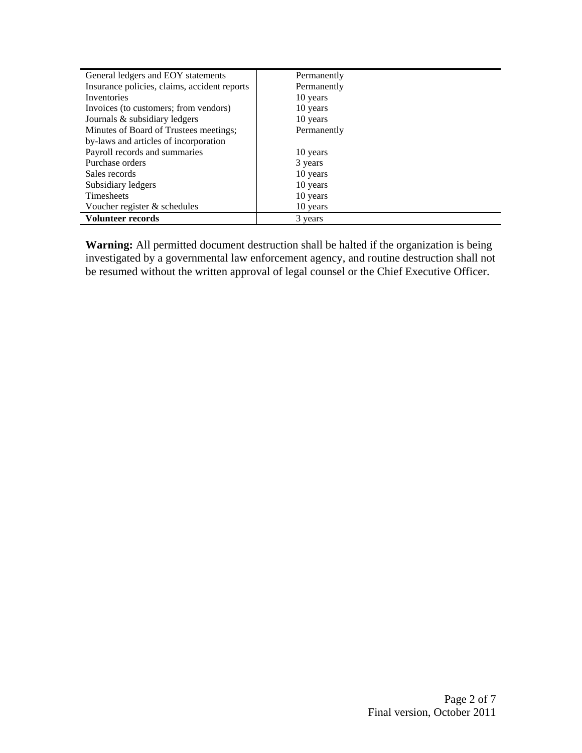| | |
|---|---|
| General ledgers and EOY statements | Permanently |
| Insurance policies, claims, accident reports | Permanently |
| Inventories | 10 years |
| Invoices (to customers; from vendors) | 10 years |
| Journals & subsidiary ledgers | 10 years |
| Minutes of Board of Trustees meetings; by-laws and articles of incorporation | Permanently |
| Payroll records and summaries | 10 years |
| Purchase orders | 3 years |
| Sales records | 10 years |
| Subsidiary ledgers | 10 years |
| Timesheets | 10 years |
| Voucher register & schedules | 10 years |
| **Volunteer records** | 3 years |

**Warning:** All permitted document destruction shall be halted if the organization is being investigated by a governmental law enforcement agency, and routine destruction shall not be resumed without the written approval of legal counsel or the Chief Executive Officer.

Final version, October 2011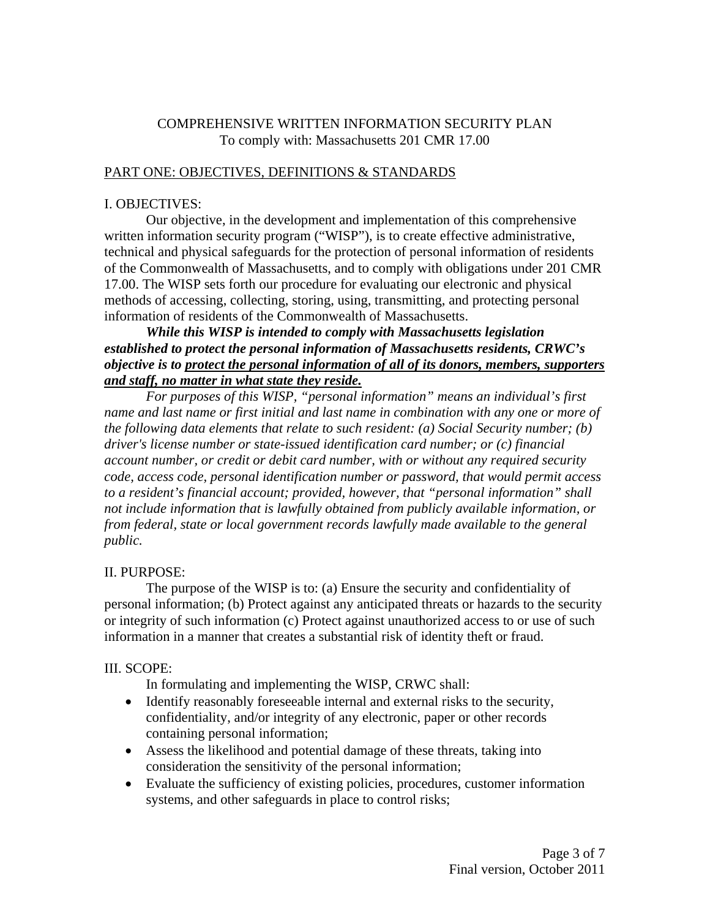# COMPREHENSIVE WRITTEN INFORMATION SECURITY PLAN
To comply with: Massachusetts 201 CMR 17.00

## PART ONE: OBJECTIVES, DEFINITIONS & STANDARDS

### I. OBJECTIVES:

Our objective, in the development and implementation of this comprehensive written information security program ("WISP"), is to create effective administrative, technical and physical safeguards for the protection of personal information of residents of the Commonwealth of Massachusetts, and to comply with obligations under 201 CMR 17.00. The WISP sets forth our procedure for evaluating our electronic and physical methods of accessing, collecting, storing, using, transmitting, and protecting personal information of residents of the Commonwealth of Massachusetts.

***While this WISP is intended to comply with Massachusetts legislation established to protect the personal information of Massachusetts residents, CRWC's objective is to <u>protect the personal information of all of its donors, members, supporters and staff, no matter in what state they reside.</u>***

*For purposes of this WISP, "personal information" means an individual's first name and last name or first initial and last name in combination with any one or more of the following data elements that relate to such resident: (a) Social Security number; (b) driver's license number or state-issued identification card number; or (c) financial account number, or credit or debit card number, with or without any required security code, access code, personal identification number or password, that would permit access to a resident's financial account; provided, however, that "personal information" shall not include information that is lawfully obtained from publicly available information, or from federal, state or local government records lawfully made available to the general public.*

### II. PURPOSE:

The purpose of the WISP is to: (a) Ensure the security and confidentiality of personal information; (b) Protect against any anticipated threats or hazards to the security or integrity of such information (c) Protect against unauthorized access to or use of such information in a manner that creates a substantial risk of identity theft or fraud.

### III. SCOPE:

In formulating and implementing the WISP, CRWC shall:

- Identify reasonably foreseeable internal and external risks to the security, confidentiality, and/or integrity of any electronic, paper or other records containing personal information;
- Assess the likelihood and potential damage of these threats, taking into consideration the sensitivity of the personal information;
- Evaluate the sufficiency of existing policies, procedures, customer information systems, and other safeguards in place to control risks;

Final version, October 2011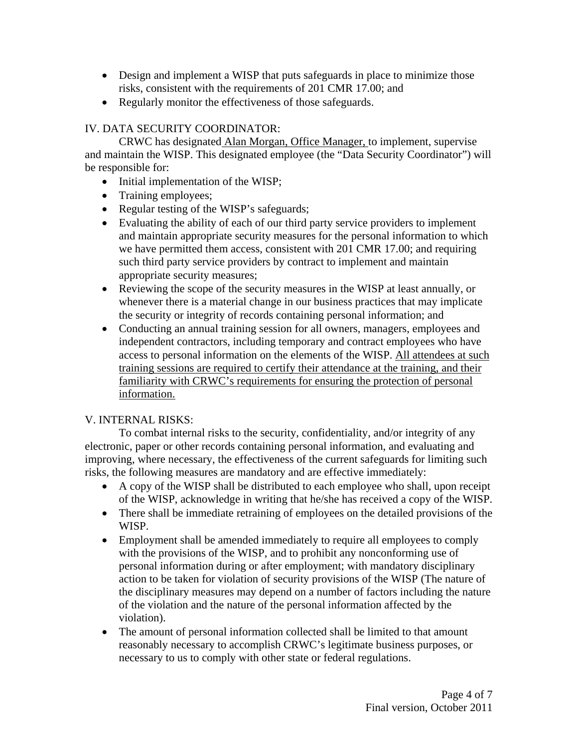- Design and implement a WISP that puts safeguards in place to minimize those risks, consistent with the requirements of 201 CMR 17.00; and
- Regularly monitor the effectiveness of those safeguards.

## IV. DATA SECURITY COORDINATOR:

CRWC has designated <u>Alan Morgan, Office Manager,</u> to implement, supervise and maintain the WISP. This designated employee (the "Data Security Coordinator") will be responsible for:

- Initial implementation of the WISP;
- Training employees;
- Regular testing of the WISP's safeguards;
- Evaluating the ability of each of our third party service providers to implement and maintain appropriate security measures for the personal information to which we have permitted them access, consistent with 201 CMR 17.00; and requiring such third party service providers by contract to implement and maintain appropriate security measures;
- Reviewing the scope of the security measures in the WISP at least annually, or whenever there is a material change in our business practices that may implicate the security or integrity of records containing personal information; and
- Conducting an annual training session for all owners, managers, employees and independent contractors, including temporary and contract employees who have access to personal information on the elements of the WISP. <u>All attendees at such training sessions are required to certify their attendance at the training, and their familiarity with CRWC's requirements for ensuring the protection of personal information.</u>

## V. INTERNAL RISKS:

To combat internal risks to the security, confidentiality, and/or integrity of any electronic, paper or other records containing personal information, and evaluating and improving, where necessary, the effectiveness of the current safeguards for limiting such risks, the following measures are mandatory and are effective immediately:

- A copy of the WISP shall be distributed to each employee who shall, upon receipt of the WISP, acknowledge in writing that he/she has received a copy of the WISP.
- There shall be immediate retraining of employees on the detailed provisions of the WISP.
- Employment shall be amended immediately to require all employees to comply with the provisions of the WISP, and to prohibit any nonconforming use of personal information during or after employment; with mandatory disciplinary action to be taken for violation of security provisions of the WISP (The nature of the disciplinary measures may depend on a number of factors including the nature of the violation and the nature of the personal information affected by the violation).
- The amount of personal information collected shall be limited to that amount reasonably necessary to accomplish CRWC's legitimate business purposes, or necessary to us to comply with other state or federal regulations.

Final version, October 2011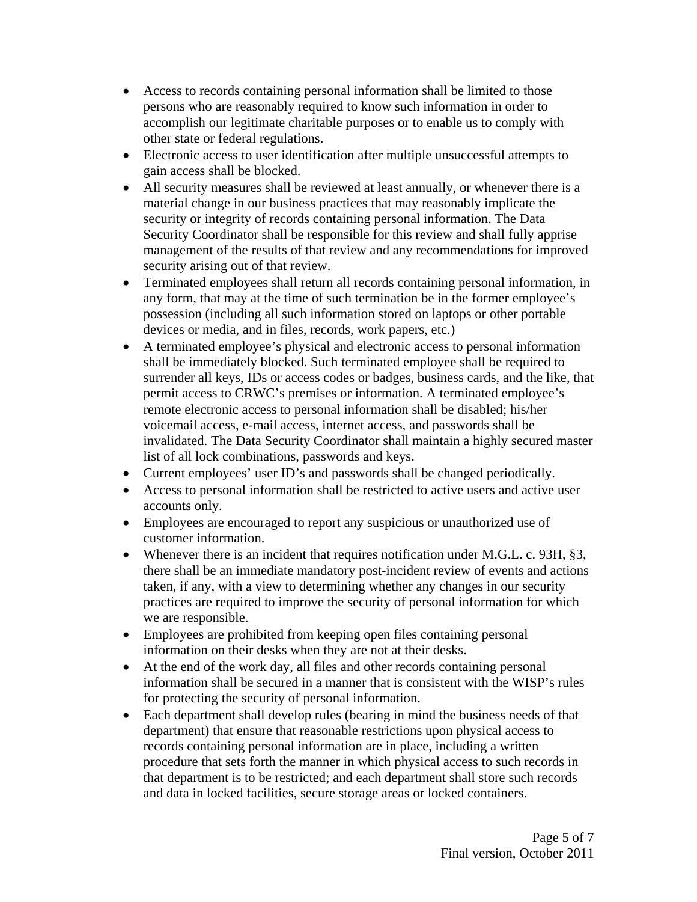- Access to records containing personal information shall be limited to those persons who are reasonably required to know such information in order to accomplish our legitimate charitable purposes or to enable us to comply with other state or federal regulations.
- Electronic access to user identification after multiple unsuccessful attempts to gain access shall be blocked.
- All security measures shall be reviewed at least annually, or whenever there is a material change in our business practices that may reasonably implicate the security or integrity of records containing personal information. The Data Security Coordinator shall be responsible for this review and shall fully apprise management of the results of that review and any recommendations for improved security arising out of that review.
- Terminated employees shall return all records containing personal information, in any form, that may at the time of such termination be in the former employee's possession (including all such information stored on laptops or other portable devices or media, and in files, records, work papers, etc.)
- A terminated employee's physical and electronic access to personal information shall be immediately blocked. Such terminated employee shall be required to surrender all keys, IDs or access codes or badges, business cards, and the like, that permit access to CRWC's premises or information. A terminated employee's remote electronic access to personal information shall be disabled; his/her voicemail access, e-mail access, internet access, and passwords shall be invalidated. The Data Security Coordinator shall maintain a highly secured master list of all lock combinations, passwords and keys.
- Current employees' user ID's and passwords shall be changed periodically.
- Access to personal information shall be restricted to active users and active user accounts only.
- Employees are encouraged to report any suspicious or unauthorized use of customer information.
- Whenever there is an incident that requires notification under M.G.L. c. 93H, §3, there shall be an immediate mandatory post-incident review of events and actions taken, if any, with a view to determining whether any changes in our security practices are required to improve the security of personal information for which we are responsible.
- Employees are prohibited from keeping open files containing personal information on their desks when they are not at their desks.
- At the end of the work day, all files and other records containing personal information shall be secured in a manner that is consistent with the WISP's rules for protecting the security of personal information.
- Each department shall develop rules (bearing in mind the business needs of that department) that ensure that reasonable restrictions upon physical access to records containing personal information are in place, including a written procedure that sets forth the manner in which physical access to such records in that department is to be restricted; and each department shall store such records and data in locked facilities, secure storage areas or locked containers.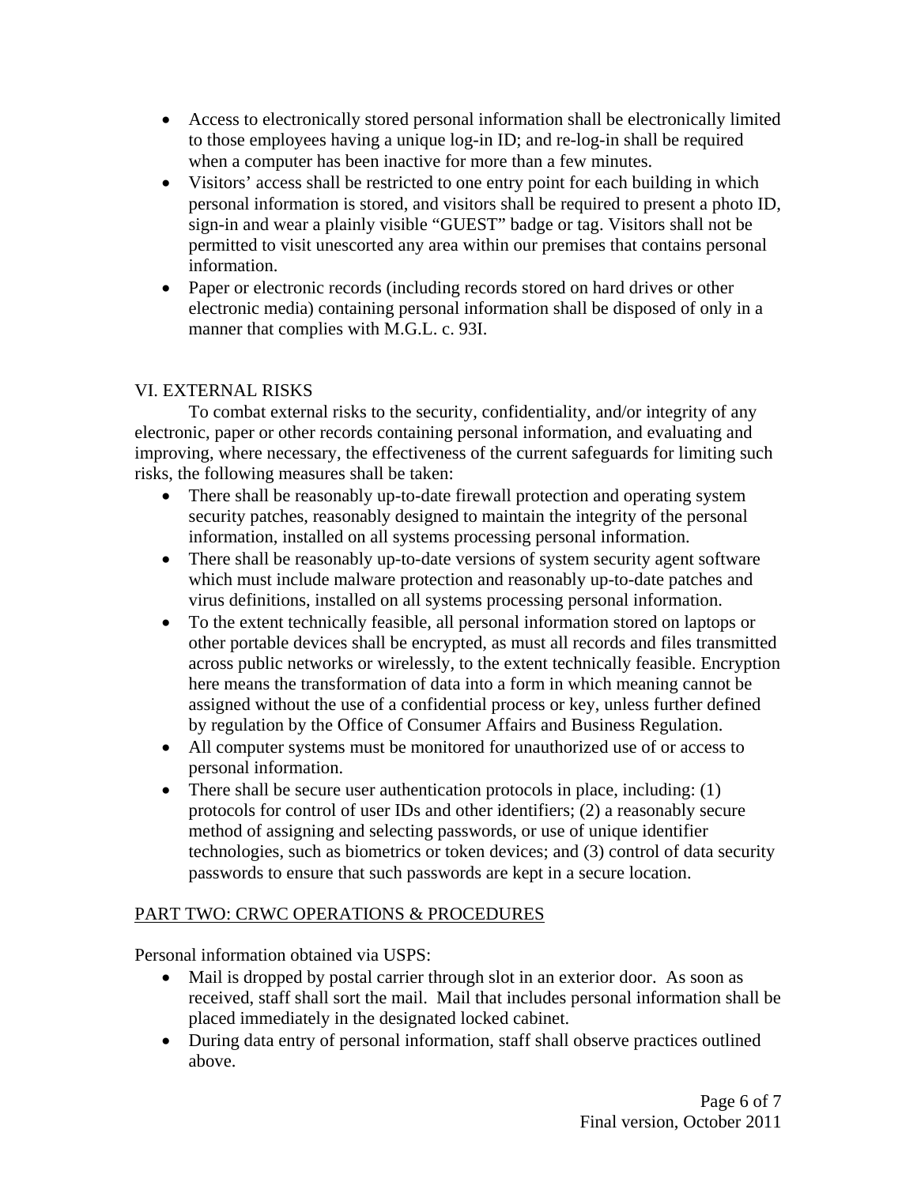- Access to electronically stored personal information shall be electronically limited to those employees having a unique log-in ID; and re-log-in shall be required when a computer has been inactive for more than a few minutes.
- Visitors' access shall be restricted to one entry point for each building in which personal information is stored, and visitors shall be required to present a photo ID, sign-in and wear a plainly visible "GUEST" badge or tag. Visitors shall not be permitted to visit unescorted any area within our premises that contains personal information.
- Paper or electronic records (including records stored on hard drives or other electronic media) containing personal information shall be disposed of only in a manner that complies with M.G.L. c. 93I.

## VI. EXTERNAL RISKS

To combat external risks to the security, confidentiality, and/or integrity of any electronic, paper or other records containing personal information, and evaluating and improving, where necessary, the effectiveness of the current safeguards for limiting such risks, the following measures shall be taken:

- There shall be reasonably up-to-date firewall protection and operating system security patches, reasonably designed to maintain the integrity of the personal information, installed on all systems processing personal information.
- There shall be reasonably up-to-date versions of system security agent software which must include malware protection and reasonably up-to-date patches and virus definitions, installed on all systems processing personal information.
- To the extent technically feasible, all personal information stored on laptops or other portable devices shall be encrypted, as must all records and files transmitted across public networks or wirelessly, to the extent technically feasible. Encryption here means the transformation of data into a form in which meaning cannot be assigned without the use of a confidential process or key, unless further defined by regulation by the Office of Consumer Affairs and Business Regulation.
- All computer systems must be monitored for unauthorized use of or access to personal information.
- There shall be secure user authentication protocols in place, including: (1) protocols for control of user IDs and other identifiers; (2) a reasonably secure method of assigning and selecting passwords, or use of unique identifier technologies, such as biometrics or token devices; and (3) control of data security passwords to ensure that such passwords are kept in a secure location.

## PART TWO: CRWC OPERATIONS & PROCEDURES

Personal information obtained via USPS:

- Mail is dropped by postal carrier through slot in an exterior door. As soon as received, staff shall sort the mail. Mail that includes personal information shall be placed immediately in the designated locked cabinet.
- During data entry of personal information, staff shall observe practices outlined above.

Final version, October 2011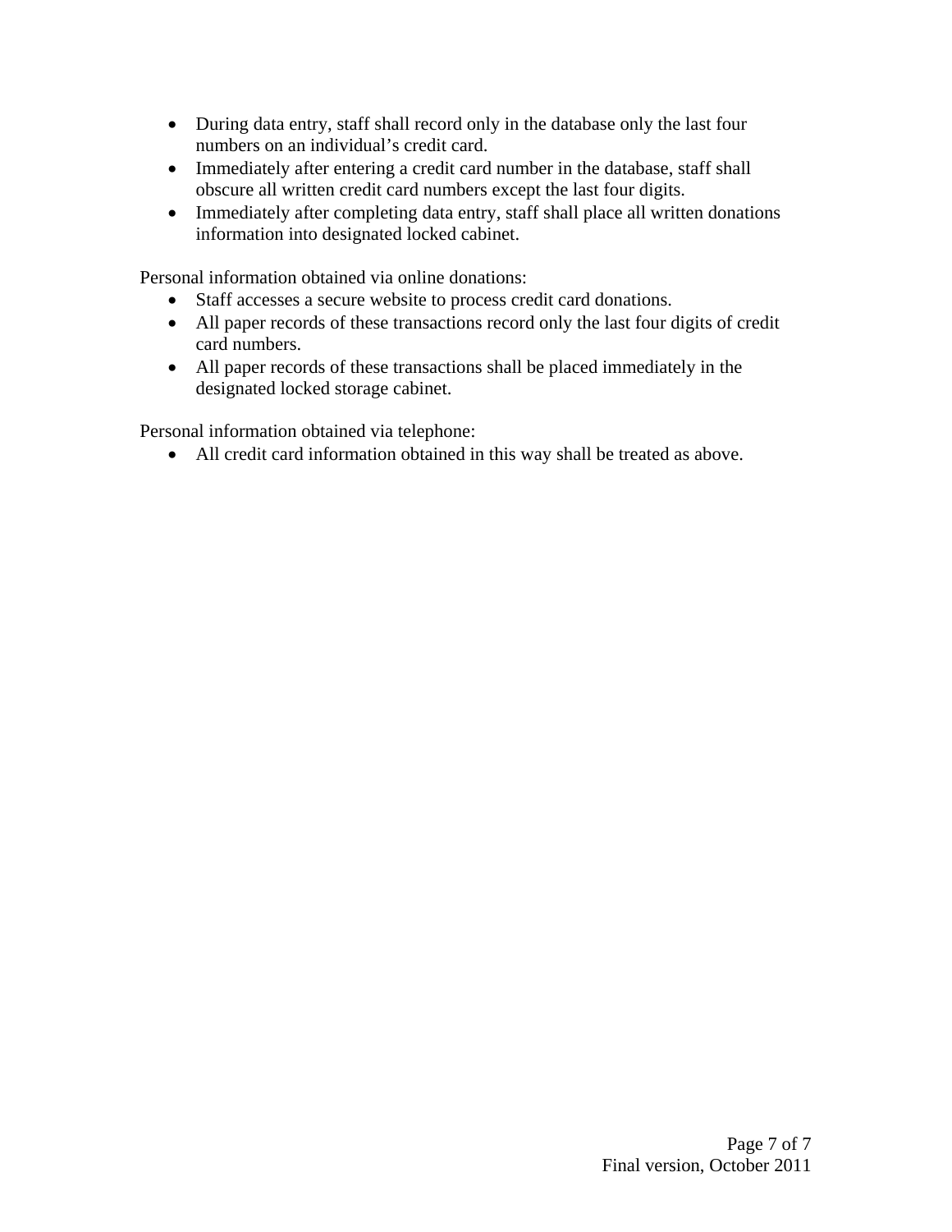- During data entry, staff shall record only in the database only the last four numbers on an individual's credit card.
- Immediately after entering a credit card number in the database, staff shall obscure all written credit card numbers except the last four digits.
- Immediately after completing data entry, staff shall place all written donations information into designated locked cabinet.

Personal information obtained via online donations:

- Staff accesses a secure website to process credit card donations.
- All paper records of these transactions record only the last four digits of credit card numbers.
- All paper records of these transactions shall be placed immediately in the designated locked storage cabinet.

Personal information obtained via telephone:

- All credit card information obtained in this way shall be treated as above.